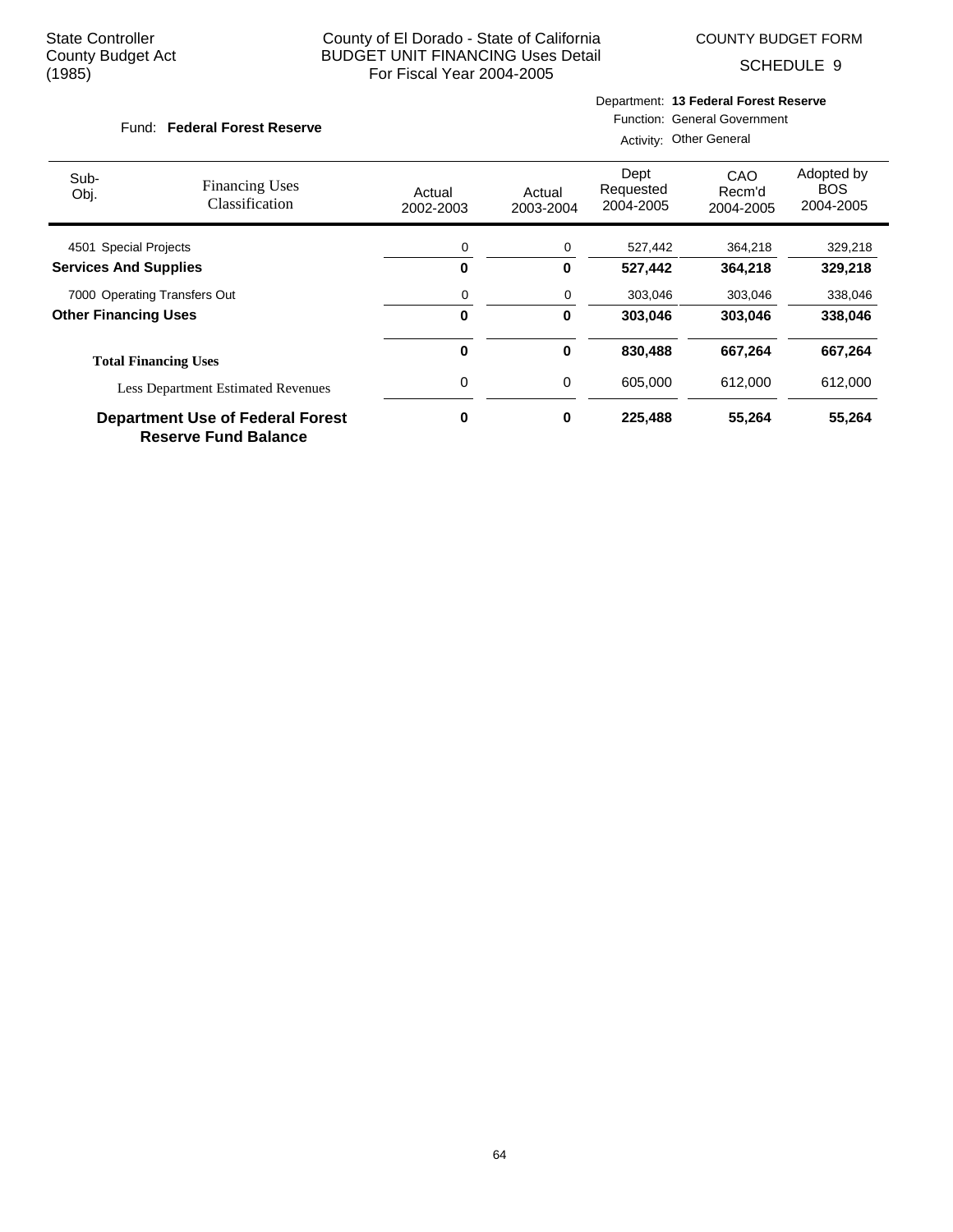State Controller
County Budget Act
(1985)

County of El Dorado - State of California
BUDGET UNIT FINANCING Uses Detail
For Fiscal Year 2004-2005

COUNTY BUDGET FORM

SCHEDULE 9

Fund: **Federal Forest Reserve**

Department: **13 Federal Forest Reserve**
Function: General Government
Activity: Other General

| Sub-Obj. | Financing Uses Classification | Actual 2002-2003 | Actual 2003-2004 | Dept Requested 2004-2005 | CAO Recm'd 2004-2005 | Adopted by BOS 2004-2005 |
|---|---|---|---|---|---|---|
| 4501 | Special Projects | 0 | 0 | 527,442 | 364,218 | 329,218 |
| **Services And Supplies** | | **0** | **0** | **527,442** | **364,218** | **329,218** |
| 7000 | Operating Transfers Out | 0 | 0 | 303,046 | 303,046 | 338,046 |
| **Other Financing Uses** | | **0** | **0** | **303,046** | **303,046** | **338,046** |
| **Total Financing Uses** | | **0** | **0** | **830,488** | **667,264** | **667,264** |
| | Less Department Estimated Revenues | 0 | 0 | 605,000 | 612,000 | 612,000 |
| **Department Use of Federal Forest Reserve Fund Balance** | | **0** | **0** | **225,488** | **55,264** | **55,264** |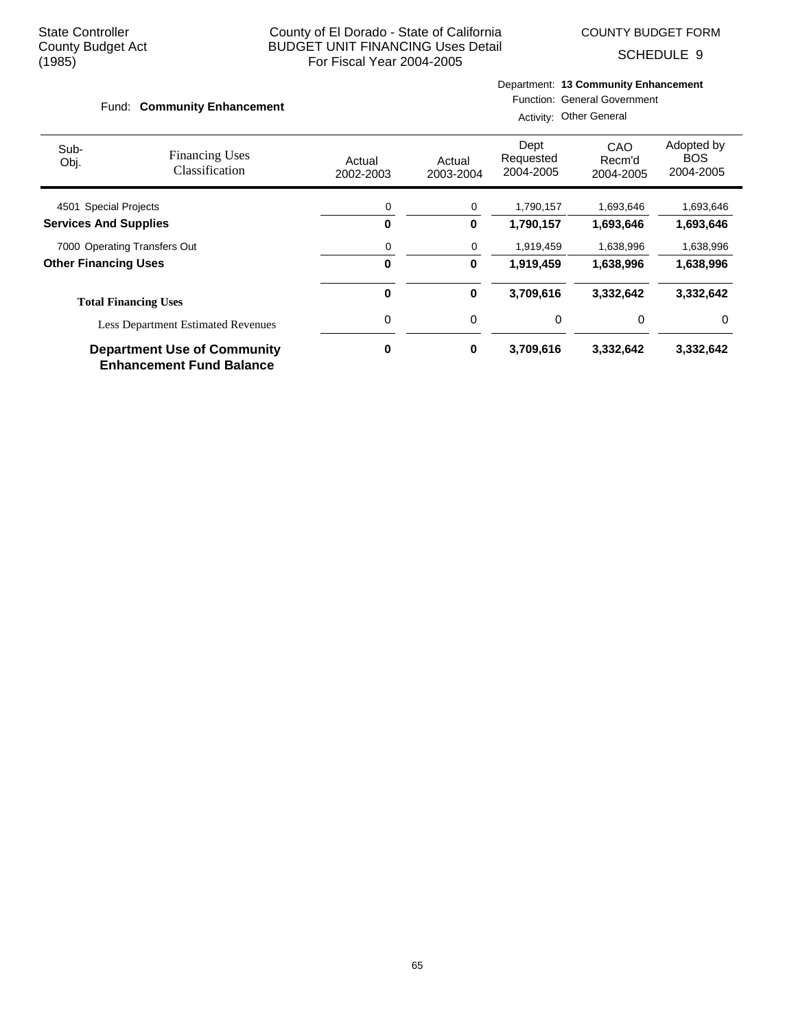State Controller
County Budget Act
(1985)

County of El Dorado - State of California
BUDGET UNIT FINANCING Uses Detail
For Fiscal Year 2004-2005

COUNTY BUDGET FORM
SCHEDULE 9

Fund: **Community Enhancement**

Department: **13 Community Enhancement**
Function: General Government
Activity: Other General

| Sub-Obj. | Financing Uses Classification | Actual 2002-2003 | Actual 2003-2004 | Dept Requested 2004-2005 | CAO Recm'd 2004-2005 | Adopted by BOS 2004-2005 |
|---|---|---|---|---|---|---|
| 4501 | Special Projects | 0 | 0 | 1,790,157 | 1,693,646 | 1,693,646 |
| **Services And Supplies** | | **0** | **0** | **1,790,157** | **1,693,646** | **1,693,646** |
| 7000 | Operating Transfers Out | 0 | 0 | 1,919,459 | 1,638,996 | 1,638,996 |
| **Other Financing Uses** | | **0** | **0** | **1,919,459** | **1,638,996** | **1,638,996** |
| | **Total Financing Uses** | **0** | **0** | **3,709,616** | **3,332,642** | **3,332,642** |
| | Less Department Estimated Revenues | 0 | 0 | 0 | 0 | 0 |
| | **Department Use of Community Enhancement Fund Balance** | **0** | **0** | **3,709,616** | **3,332,642** | **3,332,642** |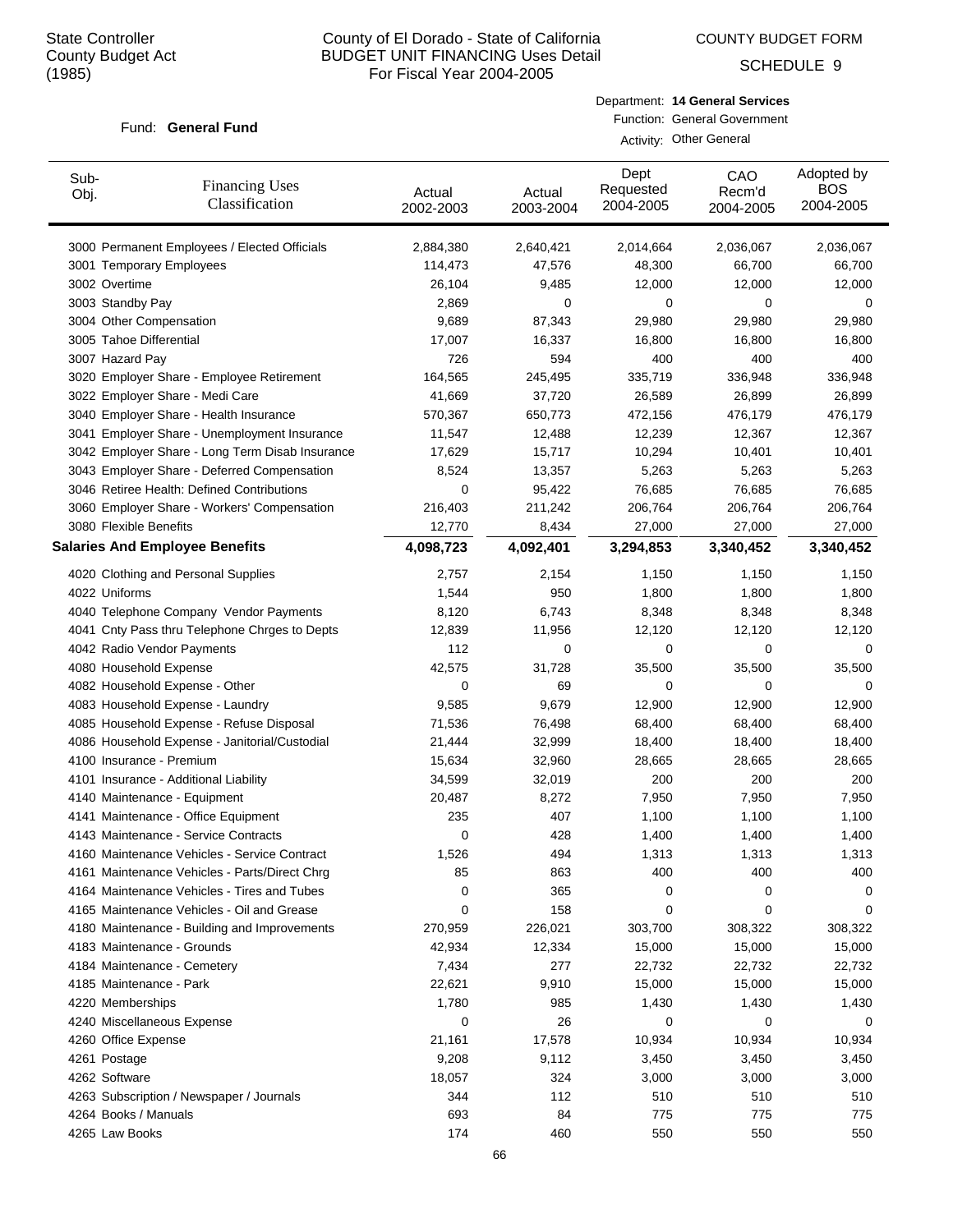State Controller
County Budget Act
(1985)

# County of El Dorado - State of California
## BUDGET UNIT FINANCING Uses Detail
### For Fiscal Year 2004-2005

COUNTY BUDGET FORM

SCHEDULE 9

Fund: **General Fund**

Department: **14 General Services**
Function: General Government
Activity: Other General

| Sub-Obj. | Financing Uses Classification | Actual 2002-2003 | Actual 2003-2004 | Dept Requested 2004-2005 | CAO Recm'd 2004-2005 | Adopted by BOS 2004-2005 |
|---|---|---|---|---|---|---|
| 3000 | Permanent Employees / Elected Officials | 2,884,380 | 2,640,421 | 2,014,664 | 2,036,067 | 2,036,067 |
| 3001 | Temporary Employees | 114,473 | 47,576 | 48,300 | 66,700 | 66,700 |
| 3002 | Overtime | 26,104 | 9,485 | 12,000 | 12,000 | 12,000 |
| 3003 | Standby Pay | 2,869 | 0 | 0 | 0 | 0 |
| 3004 | Other Compensation | 9,689 | 87,343 | 29,980 | 29,980 | 29,980 |
| 3005 | Tahoe Differential | 17,007 | 16,337 | 16,800 | 16,800 | 16,800 |
| 3007 | Hazard Pay | 726 | 594 | 400 | 400 | 400 |
| 3020 | Employer Share - Employee Retirement | 164,565 | 245,495 | 335,719 | 336,948 | 336,948 |
| 3022 | Employer Share - Medi Care | 41,669 | 37,720 | 26,589 | 26,899 | 26,899 |
| 3040 | Employer Share - Health Insurance | 570,367 | 650,773 | 472,156 | 476,179 | 476,179 |
| 3041 | Employer Share - Unemployment Insurance | 11,547 | 12,488 | 12,239 | 12,367 | 12,367 |
| 3042 | Employer Share - Long Term Disab Insurance | 17,629 | 15,717 | 10,294 | 10,401 | 10,401 |
| 3043 | Employer Share - Deferred Compensation | 8,524 | 13,357 | 5,263 | 5,263 | 5,263 |
| 3046 | Retiree Health: Defined Contributions | 0 | 95,422 | 76,685 | 76,685 | 76,685 |
| 3060 | Employer Share - Workers' Compensation | 216,403 | 211,242 | 206,764 | 206,764 | 206,764 |
| 3080 | Flexible Benefits | 12,770 | 8,434 | 27,000 | 27,000 | 27,000 |
| **Salaries And Employee Benefits** | | **4,098,723** | **4,092,401** | **3,294,853** | **3,340,452** | **3,340,452** |
| 4020 | Clothing and Personal Supplies | 2,757 | 2,154 | 1,150 | 1,150 | 1,150 |
| 4022 | Uniforms | 1,544 | 950 | 1,800 | 1,800 | 1,800 |
| 4040 | Telephone Company Vendor Payments | 8,120 | 6,743 | 8,348 | 8,348 | 8,348 |
| 4041 | Cnty Pass thru Telephone Chrges to Depts | 12,839 | 11,956 | 12,120 | 12,120 | 12,120 |
| 4042 | Radio Vendor Payments | 112 | 0 | 0 | 0 | 0 |
| 4080 | Household Expense | 42,575 | 31,728 | 35,500 | 35,500 | 35,500 |
| 4082 | Household Expense - Other | 0 | 69 | 0 | 0 | 0 |
| 4083 | Household Expense - Laundry | 9,585 | 9,679 | 12,900 | 12,900 | 12,900 |
| 4085 | Household Expense - Refuse Disposal | 71,536 | 76,498 | 68,400 | 68,400 | 68,400 |
| 4086 | Household Expense - Janitorial/Custodial | 21,444 | 32,999 | 18,400 | 18,400 | 18,400 |
| 4100 | Insurance - Premium | 15,634 | 32,960 | 28,665 | 28,665 | 28,665 |
| 4101 | Insurance - Additional Liability | 34,599 | 32,019 | 200 | 200 | 200 |
| 4140 | Maintenance - Equipment | 20,487 | 8,272 | 7,950 | 7,950 | 7,950 |
| 4141 | Maintenance - Office Equipment | 235 | 407 | 1,100 | 1,100 | 1,100 |
| 4143 | Maintenance - Service Contracts | 0 | 428 | 1,400 | 1,400 | 1,400 |
| 4160 | Maintenance Vehicles - Service Contract | 1,526 | 494 | 1,313 | 1,313 | 1,313 |
| 4161 | Maintenance Vehicles - Parts/Direct Chrg | 85 | 863 | 400 | 400 | 400 |
| 4164 | Maintenance Vehicles - Tires and Tubes | 0 | 365 | 0 | 0 | 0 |
| 4165 | Maintenance Vehicles - Oil and Grease | 0 | 158 | 0 | 0 | 0 |
| 4180 | Maintenance - Building and Improvements | 270,959 | 226,021 | 303,700 | 308,322 | 308,322 |
| 4183 | Maintenance - Grounds | 42,934 | 12,334 | 15,000 | 15,000 | 15,000 |
| 4184 | Maintenance - Cemetery | 7,434 | 277 | 22,732 | 22,732 | 22,732 |
| 4185 | Maintenance - Park | 22,621 | 9,910 | 15,000 | 15,000 | 15,000 |
| 4220 | Memberships | 1,780 | 985 | 1,430 | 1,430 | 1,430 |
| 4240 | Miscellaneous Expense | 0 | 26 | 0 | 0 | 0 |
| 4260 | Office Expense | 21,161 | 17,578 | 10,934 | 10,934 | 10,934 |
| 4261 | Postage | 9,208 | 9,112 | 3,450 | 3,450 | 3,450 |
| 4262 | Software | 18,057 | 324 | 3,000 | 3,000 | 3,000 |
| 4263 | Subscription / Newspaper / Journals | 344 | 112 | 510 | 510 | 510 |
| 4264 | Books / Manuals | 693 | 84 | 775 | 775 | 775 |
| 4265 | Law Books | 174 | 460 | 550 | 550 | 550 |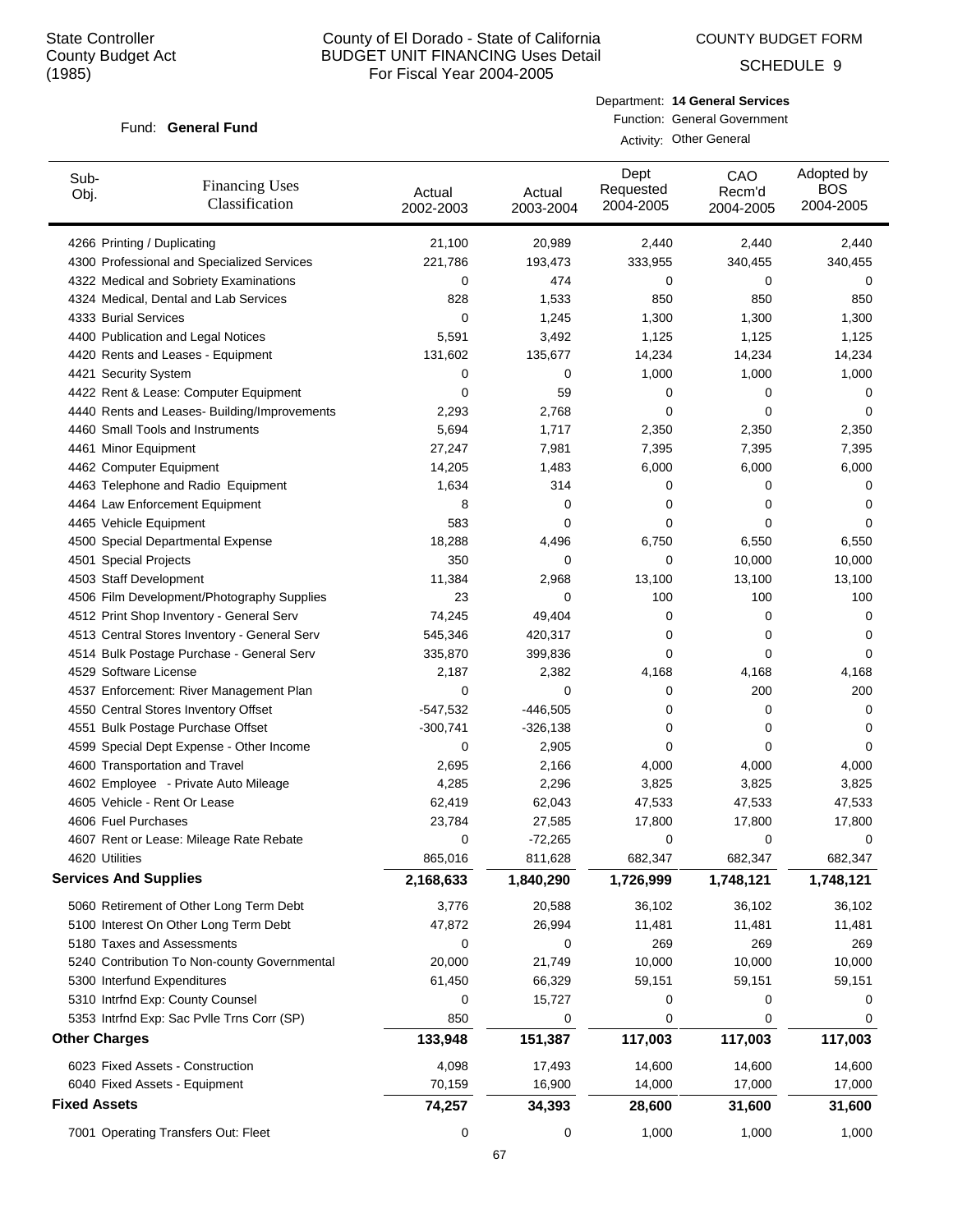State Controller
County Budget Act
(1985)

County of El Dorado - State of California
BUDGET UNIT FINANCING Uses Detail
For Fiscal Year 2004-2005

COUNTY BUDGET FORM
SCHEDULE 9

Fund: **General Fund**

Department: **14 General Services**
Function: General Government
Activity: Other General

| Sub-Obj. | Financing Uses Classification | Actual 2002-2003 | Actual 2003-2004 | Dept Requested 2004-2005 | CAO Recm'd 2004-2005 | Adopted by BOS 2004-2005 |
|---|---|---|---|---|---|---|
| 4266 | Printing / Duplicating | 21,100 | 20,989 | 2,440 | 2,440 | 2,440 |
| 4300 | Professional and Specialized Services | 221,786 | 193,473 | 333,955 | 340,455 | 340,455 |
| 4322 | Medical and Sobriety Examinations | 0 | 474 | 0 | 0 | 0 |
| 4324 | Medical, Dental and Lab Services | 828 | 1,533 | 850 | 850 | 850 |
| 4333 | Burial Services | 0 | 1,245 | 1,300 | 1,300 | 1,300 |
| 4400 | Publication and Legal Notices | 5,591 | 3,492 | 1,125 | 1,125 | 1,125 |
| 4420 | Rents and Leases - Equipment | 131,602 | 135,677 | 14,234 | 14,234 | 14,234 |
| 4421 | Security System | 0 | 0 | 1,000 | 1,000 | 1,000 |
| 4422 | Rent & Lease: Computer Equipment | 0 | 59 | 0 | 0 | 0 |
| 4440 | Rents and Leases- Building/Improvements | 2,293 | 2,768 | 0 | 0 | 0 |
| 4460 | Small Tools and Instruments | 5,694 | 1,717 | 2,350 | 2,350 | 2,350 |
| 4461 | Minor Equipment | 27,247 | 7,981 | 7,395 | 7,395 | 7,395 |
| 4462 | Computer Equipment | 14,205 | 1,483 | 6,000 | 6,000 | 6,000 |
| 4463 | Telephone and Radio Equipment | 1,634 | 314 | 0 | 0 | 0 |
| 4464 | Law Enforcement Equipment | 8 | 0 | 0 | 0 | 0 |
| 4465 | Vehicle Equipment | 583 | 0 | 0 | 0 | 0 |
| 4500 | Special Departmental Expense | 18,288 | 4,496 | 6,750 | 6,550 | 6,550 |
| 4501 | Special Projects | 350 | 0 | 0 | 10,000 | 10,000 |
| 4503 | Staff Development | 11,384 | 2,968 | 13,100 | 13,100 | 13,100 |
| 4506 | Film Development/Photography Supplies | 23 | 0 | 100 | 100 | 100 |
| 4512 | Print Shop Inventory - General Serv | 74,245 | 49,404 | 0 | 0 | 0 |
| 4513 | Central Stores Inventory - General Serv | 545,346 | 420,317 | 0 | 0 | 0 |
| 4514 | Bulk Postage Purchase - General Serv | 335,870 | 399,836 | 0 | 0 | 0 |
| 4529 | Software License | 2,187 | 2,382 | 4,168 | 4,168 | 4,168 |
| 4537 | Enforcement: River Management Plan | 0 | 0 | 0 | 200 | 200 |
| 4550 | Central Stores Inventory Offset | -547,532 | -446,505 | 0 | 0 | 0 |
| 4551 | Bulk Postage Purchase Offset | -300,741 | -326,138 | 0 | 0 | 0 |
| 4599 | Special Dept Expense - Other Income | 0 | 2,905 | 0 | 0 | 0 |
| 4600 | Transportation and Travel | 2,695 | 2,166 | 4,000 | 4,000 | 4,000 |
| 4602 | Employee - Private Auto Mileage | 4,285 | 2,296 | 3,825 | 3,825 | 3,825 |
| 4605 | Vehicle - Rent Or Lease | 62,419 | 62,043 | 47,533 | 47,533 | 47,533 |
| 4606 | Fuel Purchases | 23,784 | 27,585 | 17,800 | 17,800 | 17,800 |
| 4607 | Rent or Lease: Mileage Rate Rebate | 0 | -72,265 | 0 | 0 | 0 |
| 4620 | Utilities | 865,016 | 811,628 | 682,347 | 682,347 | 682,347 |
| **Services And Supplies** | | **2,168,633** | **1,840,290** | **1,726,999** | **1,748,121** | **1,748,121** |
| 5060 | Retirement of Other Long Term Debt | 3,776 | 20,588 | 36,102 | 36,102 | 36,102 |
| 5100 | Interest On Other Long Term Debt | 47,872 | 26,994 | 11,481 | 11,481 | 11,481 |
| 5180 | Taxes and Assessments | 0 | 0 | 269 | 269 | 269 |
| 5240 | Contribution To Non-county Governmental | 20,000 | 21,749 | 10,000 | 10,000 | 10,000 |
| 5300 | Interfund Expenditures | 61,450 | 66,329 | 59,151 | 59,151 | 59,151 |
| 5310 | Intrfnd Exp: County Counsel | 0 | 15,727 | 0 | 0 | 0 |
| 5353 | Intrfnd Exp: Sac Pvlle Trns Corr (SP) | 850 | 0 | 0 | 0 | 0 |
| **Other Charges** | | **133,948** | **151,387** | **117,003** | **117,003** | **117,003** |
| 6023 | Fixed Assets - Construction | 4,098 | 17,493 | 14,600 | 14,600 | 14,600 |
| 6040 | Fixed Assets - Equipment | 70,159 | 16,900 | 14,000 | 17,000 | 17,000 |
| **Fixed Assets** | | **74,257** | **34,393** | **28,600** | **31,600** | **31,600** |
| 7001 | Operating Transfers Out: Fleet | 0 | 0 | 1,000 | 1,000 | 1,000 |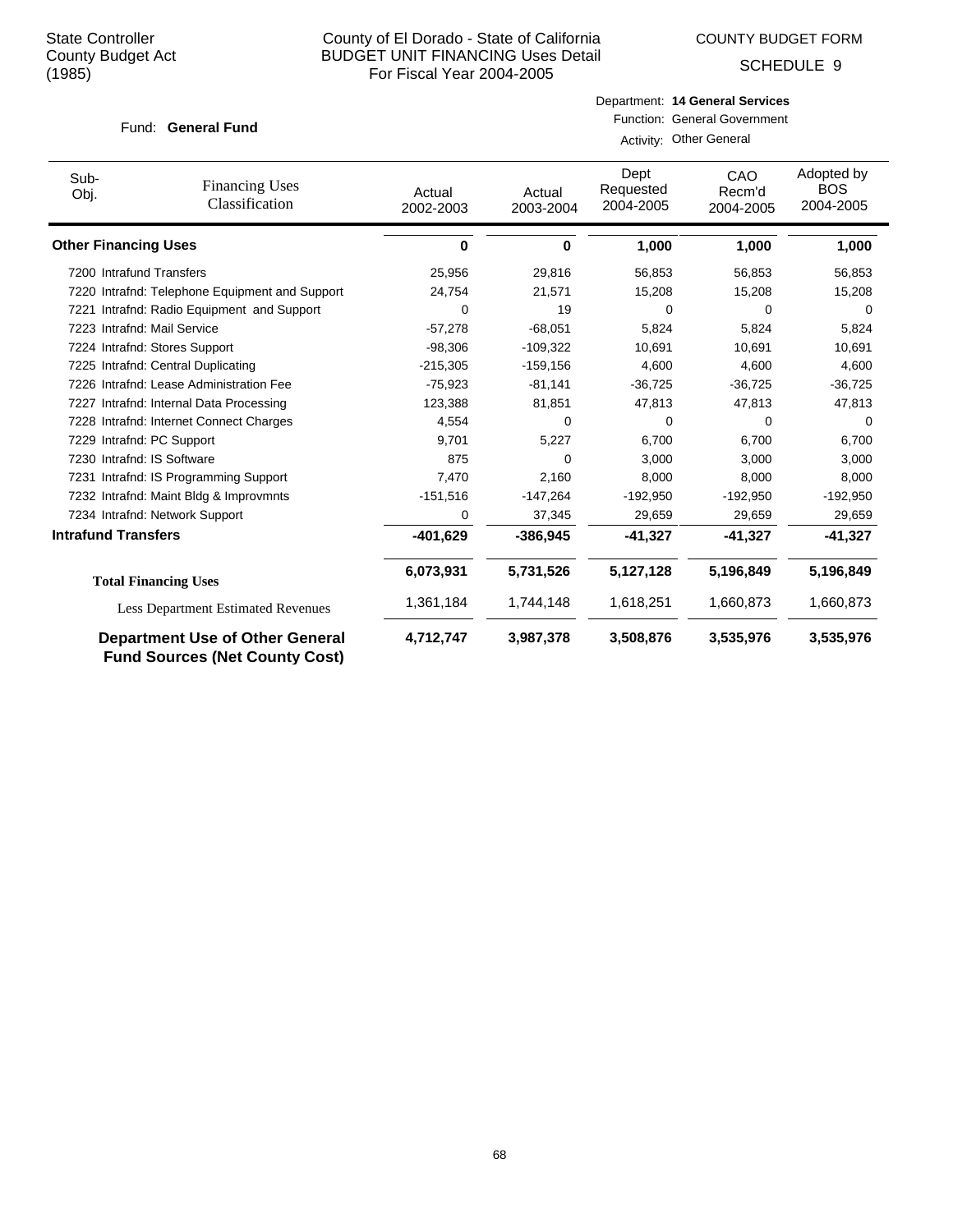State Controller
County Budget Act
(1985)

County of El Dorado - State of California
BUDGET UNIT FINANCING Uses Detail
For Fiscal Year 2004-2005

COUNTY BUDGET FORM
SCHEDULE 9

Fund: **General Fund**

Department: **14 General Services**
Function: General Government
Activity: Other General

| Sub-Obj. | Financing Uses Classification | Actual 2002-2003 | Actual 2003-2004 | Dept Requested 2004-2005 | CAO Recm'd 2004-2005 | Adopted by BOS 2004-2005 |
|---|---|---|---|---|---|---|
| **Other Financing Uses** | | **0** | **0** | **1,000** | **1,000** | **1,000** |
| 7200 | Intrafund Transfers | 25,956 | 29,816 | 56,853 | 56,853 | 56,853 |
| 7220 | Intrafnd: Telephone Equipment and Support | 24,754 | 21,571 | 15,208 | 15,208 | 15,208 |
| 7221 | Intrafnd: Radio Equipment and Support | 0 | 19 | 0 | 0 | 0 |
| 7223 | Intrafnd: Mail Service | -57,278 | -68,051 | 5,824 | 5,824 | 5,824 |
| 7224 | Intrafnd: Stores Support | -98,306 | -109,322 | 10,691 | 10,691 | 10,691 |
| 7225 | Intrafnd: Central Duplicating | -215,305 | -159,156 | 4,600 | 4,600 | 4,600 |
| 7226 | Intrafnd: Lease Administration Fee | -75,923 | -81,141 | -36,725 | -36,725 | -36,725 |
| 7227 | Intrafnd: Internal Data Processing | 123,388 | 81,851 | 47,813 | 47,813 | 47,813 |
| 7228 | Intrafnd: Internet Connect Charges | 4,554 | 0 | 0 | 0 | 0 |
| 7229 | Intrafnd: PC Support | 9,701 | 5,227 | 6,700 | 6,700 | 6,700 |
| 7230 | Intrafnd: IS Software | 875 | 0 | 3,000 | 3,000 | 3,000 |
| 7231 | Intrafnd: IS Programming Support | 7,470 | 2,160 | 8,000 | 8,000 | 8,000 |
| 7232 | Intrafnd: Maint Bldg & Improvmnts | -151,516 | -147,264 | -192,950 | -192,950 | -192,950 |
| 7234 | Intrafnd: Network Support | 0 | 37,345 | 29,659 | 29,659 | 29,659 |
| **Intrafund Transfers** | | **-401,629** | **-386,945** | **-41,327** | **-41,327** | **-41,327** |
| **Total Financing Uses** | | **6,073,931** | **5,731,526** | **5,127,128** | **5,196,849** | **5,196,849** |
| Less Department Estimated Revenues | | 1,361,184 | 1,744,148 | 1,618,251 | 1,660,873 | 1,660,873 |
| **Department Use of Other General Fund Sources (Net County Cost)** | | **4,712,747** | **3,987,378** | **3,508,876** | **3,535,976** | **3,535,976** |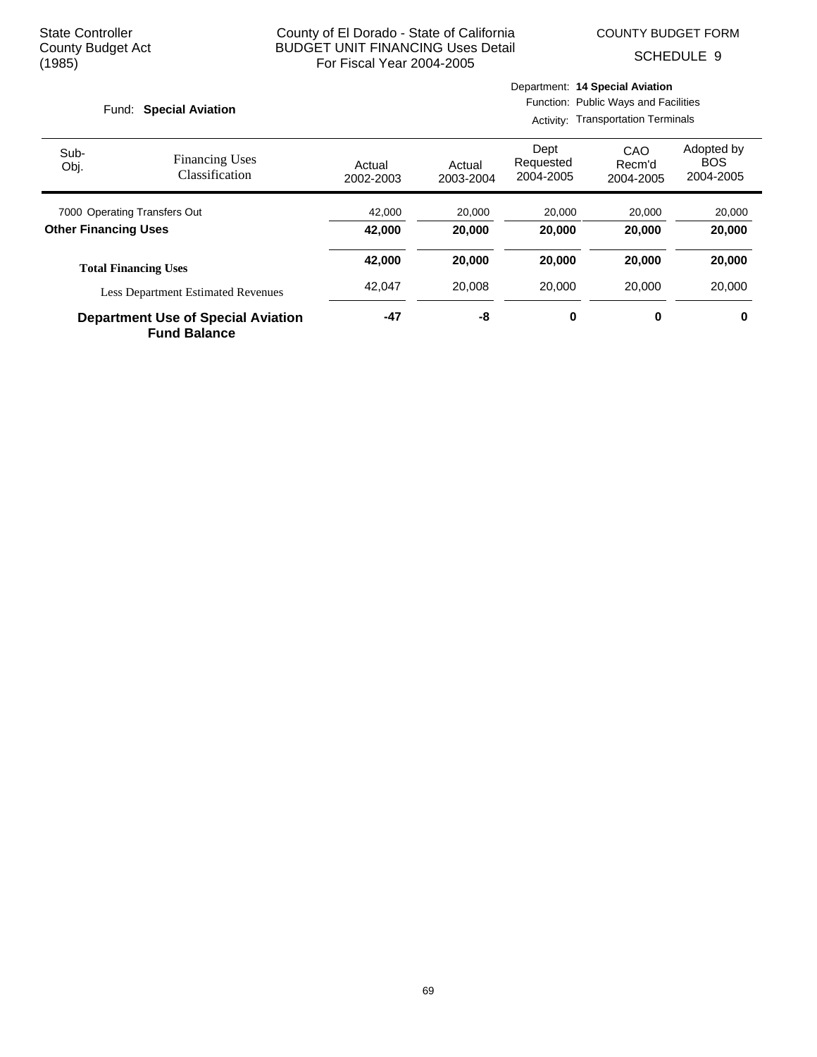State Controller
County Budget Act
(1985)

County of El Dorado - State of California
BUDGET UNIT FINANCING Uses Detail
For Fiscal Year 2004-2005

COUNTY BUDGET FORM

SCHEDULE 9

Fund: **Special Aviation**

Department: **14 Special Aviation**
Function: Public Ways and Facilities
Activity: Transportation Terminals

| Sub-Obj. | Financing Uses Classification | Actual 2002-2003 | Actual 2003-2004 | Dept Requested 2004-2005 | CAO Recm'd 2004-2005 | Adopted by BOS 2004-2005 |
|---|---|---|---|---|---|---|
| 7000 | Operating Transfers Out | 42,000 | 20,000 | 20,000 | 20,000 | 20,000 |
| **Other Financing Uses** | | **42,000** | **20,000** | **20,000** | **20,000** | **20,000** |
| **Total Financing Uses** | | **42,000** | **20,000** | **20,000** | **20,000** | **20,000** |
| | Less Department Estimated Revenues | 42,047 | 20,008 | 20,000 | 20,000 | 20,000 |
| **Department Use of Special Aviation Fund Balance** | | **-47** | **-8** | **0** | **0** | **0** |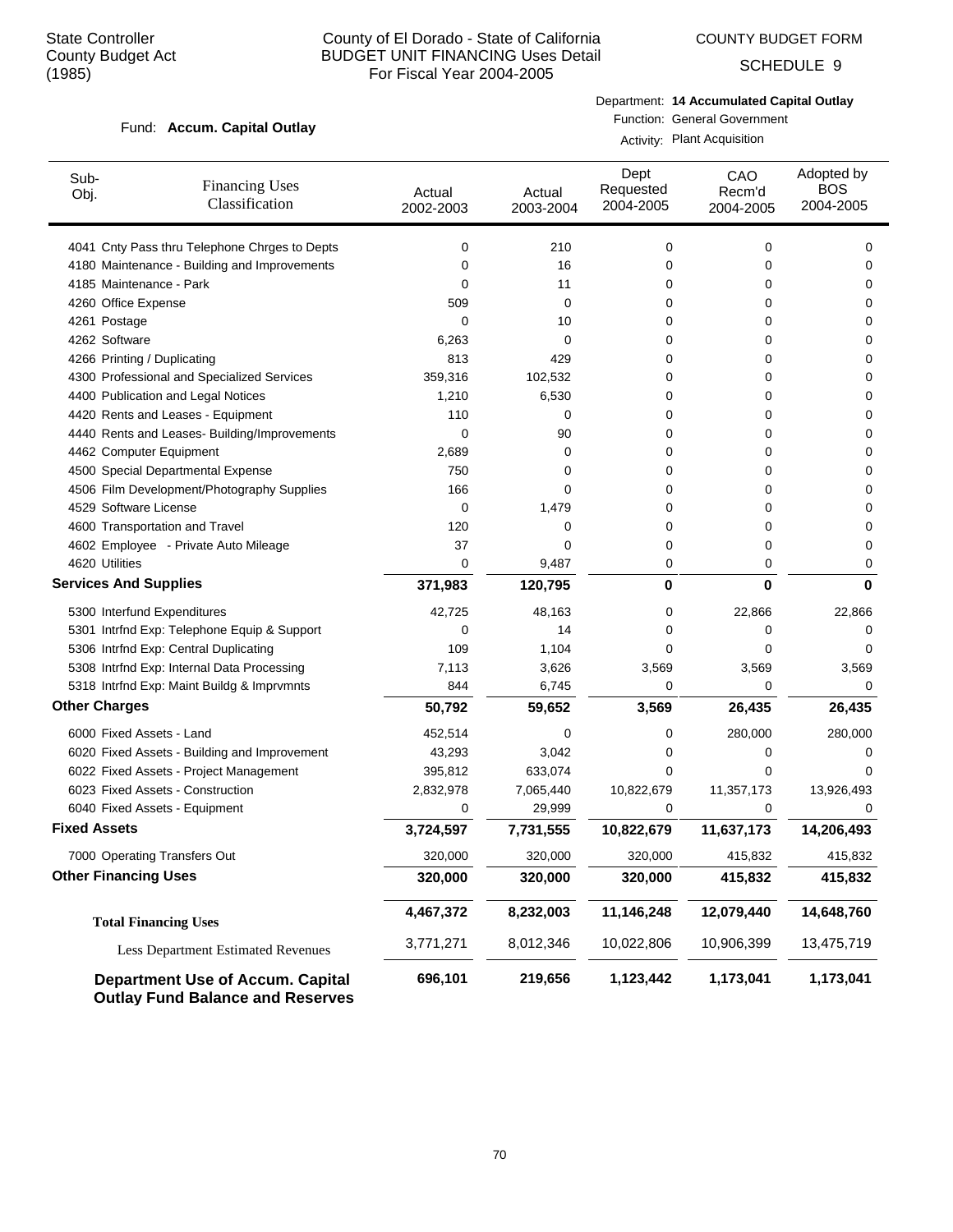State Controller
County Budget Act
(1985)

# County of El Dorado - State of California
## BUDGET UNIT FINANCING Uses Detail
### For Fiscal Year 2004-2005

COUNTY BUDGET FORM

SCHEDULE 9

Department: **14 Accumulated Capital Outlay**

Fund: **Accum. Capital Outlay**

Function: General Government

Activity: Plant Acquisition

| Sub-Obj. | Financing Uses Classification | Actual 2002-2003 | Actual 2003-2004 | Dept Requested 2004-2005 | CAO Recm'd 2004-2005 | Adopted by BOS 2004-2005 |
|---|---|---|---|---|---|---|
| 4041 | Cnty Pass thru Telephone Chrges to Depts | 0 | 210 | 0 | 0 | 0 |
| 4180 | Maintenance - Building and Improvements | 0 | 16 | 0 | 0 | 0 |
| 4185 | Maintenance - Park | 0 | 11 | 0 | 0 | 0 |
| 4260 | Office Expense | 509 | 0 | 0 | 0 | 0 |
| 4261 | Postage | 0 | 10 | 0 | 0 | 0 |
| 4262 | Software | 6,263 | 0 | 0 | 0 | 0 |
| 4266 | Printing / Duplicating | 813 | 429 | 0 | 0 | 0 |
| 4300 | Professional and Specialized Services | 359,316 | 102,532 | 0 | 0 | 0 |
| 4400 | Publication and Legal Notices | 1,210 | 6,530 | 0 | 0 | 0 |
| 4420 | Rents and Leases - Equipment | 110 | 0 | 0 | 0 | 0 |
| 4440 | Rents and Leases- Building/Improvements | 0 | 90 | 0 | 0 | 0 |
| 4462 | Computer Equipment | 2,689 | 0 | 0 | 0 | 0 |
| 4500 | Special Departmental Expense | 750 | 0 | 0 | 0 | 0 |
| 4506 | Film Development/Photography Supplies | 166 | 0 | 0 | 0 | 0 |
| 4529 | Software License | 0 | 1,479 | 0 | 0 | 0 |
| 4600 | Transportation and Travel | 120 | 0 | 0 | 0 | 0 |
| 4602 | Employee - Private Auto Mileage | 37 | 0 | 0 | 0 | 0 |
| 4620 | Utilities | 0 | 9,487 | 0 | 0 | 0 |
| **Services And Supplies** | | **371,983** | **120,795** | **0** | **0** | **0** |
| 5300 | Interfund Expenditures | 42,725 | 48,163 | 0 | 22,866 | 22,866 |
| 5301 | Intrfnd Exp: Telephone Equip & Support | 0 | 14 | 0 | 0 | 0 |
| 5306 | Intrfnd Exp: Central Duplicating | 109 | 1,104 | 0 | 0 | 0 |
| 5308 | Intrfnd Exp: Internal Data Processing | 7,113 | 3,626 | 3,569 | 3,569 | 3,569 |
| 5318 | Intrfnd Exp: Maint Buildg & Imprvmnts | 844 | 6,745 | 0 | 0 | 0 |
| **Other Charges** | | **50,792** | **59,652** | **3,569** | **26,435** | **26,435** |
| 6000 | Fixed Assets - Land | 452,514 | 0 | 0 | 280,000 | 280,000 |
| 6020 | Fixed Assets - Building and Improvement | 43,293 | 3,042 | 0 | 0 | 0 |
| 6022 | Fixed Assets - Project Management | 395,812 | 633,074 | 0 | 0 | 0 |
| 6023 | Fixed Assets - Construction | 2,832,978 | 7,065,440 | 10,822,679 | 11,357,173 | 13,926,493 |
| 6040 | Fixed Assets - Equipment | 0 | 29,999 | 0 | 0 | 0 |
| **Fixed Assets** | | **3,724,597** | **7,731,555** | **10,822,679** | **11,637,173** | **14,206,493** |
| 7000 | Operating Transfers Out | 320,000 | 320,000 | 320,000 | 415,832 | 415,832 |
| **Other Financing Uses** | | **320,000** | **320,000** | **320,000** | **415,832** | **415,832** |
| **Total Financing Uses** | | **4,467,372** | **8,232,003** | **11,146,248** | **12,079,440** | **14,648,760** |
| Less Department Estimated Revenues | | 3,771,271 | 8,012,346 | 10,022,806 | 10,906,399 | 13,475,719 |
| **Department Use of Accum. Capital Outlay Fund Balance and Reserves** | | **696,101** | **219,656** | **1,123,442** | **1,173,041** | **1,173,041** |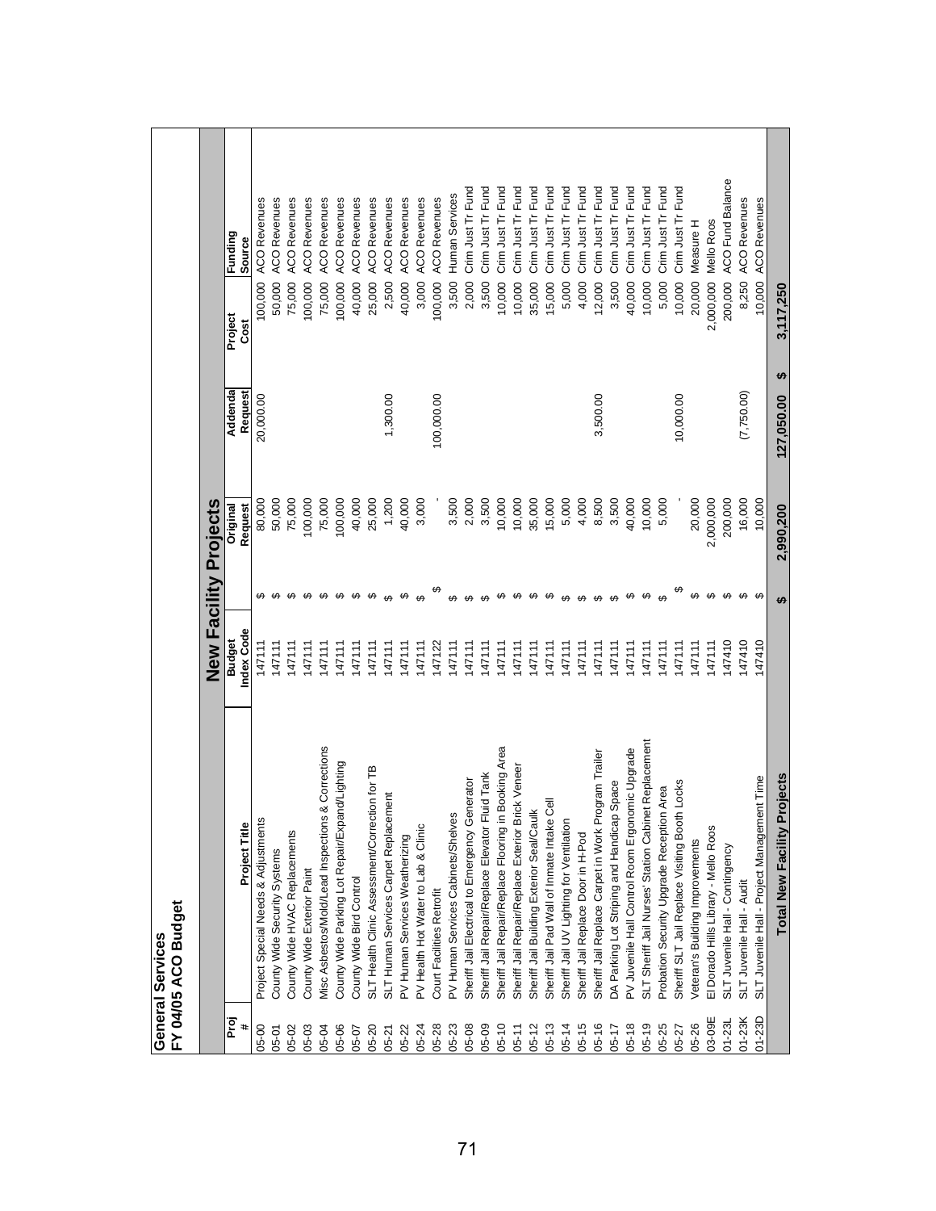# General Services
## FY 04/05 ACO Budget

### New Facility Projects

| Proj # | Project Title | Budget Index Code | Original Request | Addenda Request | Project Cost | Funding Source |
|---|---|---|---|---|---|---|
| 05-00 | Project Special Needs & Adjustments | 147111 | $ 80,000 | 20,000.00 | 100,000 | ACO Revenues |
| 05-01 | County Wide Security Systems | 147111 | $ 50,000 | | 50,000 | ACO Revenues |
| 05-02 | County Wide HVAC Replacements | 147111 | $ 75,000 | | 75,000 | ACO Revenues |
| 05-03 | County Wide Exterior Paint | 147111 | $ 100,000 | | 100,000 | ACO Revenues |
| 05-04 | Misc Asbestos/Mold/Lead Inspections & Corrections | 147111 | $ 75,000 | | 75,000 | ACO Revenues |
| 05-06 | County Wide Parking Lot Repair/Expand/Lighting | 147111 | $ 100,000 | | 100,000 | ACO Revenues |
| 05-07 | County Wide Bird Control | 147111 | $ 40,000 | | 40,000 | ACO Revenues |
| 05-20 | SLT Health Clinic Assessment/Correction for TB | 147111 | $ 25,000 | | 25,000 | ACO Revenues |
| 05-21 | SLT Human Services Carpet Replacement | 147111 | $ 1,200 | 1,300.00 | 2,500 | ACO Revenues |
| 05-22 | PV Human Services Weatherizing | 147111 | $ 40,000 | | 40,000 | ACO Revenues |
| 05-24 | PV Health Hot Water to Lab & Clinic | 147111 | $ 3,000 | | 3,000 | ACO Revenues |
| 05-28 | Court Facilities Retrofit | 147122 | $ - | 100,000.00 | 100,000 | ACO Revenues |
| 05-23 | PV Human Services Cabinets/Shelves | 147111 | $ 3,500 | | 3,500 | Human Services |
| 05-08 | Sheriff Jail Electrical to Emergency Generator | 147111 | $ 2,000 | | 2,000 | Crim Just Tr Fund |
| 05-09 | Sheriff Jail Repair/Replace Elevator Fluid Tank | 147111 | $ 3,500 | | 3,500 | Crim Just Tr Fund |
| 05-10 | Sheriff Jail Repair/Replace Flooring in Booking Area | 147111 | $ 10,000 | | 10,000 | Crim Just Tr Fund |
| 05-11 | Sheriff Jail Repair/Replace Exterior Brick Veneer | 147111 | $ 10,000 | | 10,000 | Crim Just Tr Fund |
| 05-12 | Sheriff Jail Building Exterior Seal/Caulk | 147111 | $ 35,000 | | 35,000 | Crim Just Tr Fund |
| 05-13 | Sheriff Jail Pad Wall of Inmate Intake Cell | 147111 | $ 15,000 | | 15,000 | Crim Just Tr Fund |
| 05-14 | Sheriff Jail UV Lighting for Ventilation | 147111 | $ 5,000 | | 5,000 | Crim Just Tr Fund |
| 05-15 | Sheriff Jail Replace Door in H-Pod | 147111 | $ 4,000 | | 4,000 | Crim Just Tr Fund |
| 05-16 | Sheriff Jail Replace Carpet in Work Program Trailer | 147111 | $ 8,500 | 3,500.00 | 12,000 | Crim Just Tr Fund |
| 05-17 | DA Parking Lot Striping and Handicap Space | 147111 | $ 3,500 | | 3,500 | Crim Just Tr Fund |
| 05-18 | PV Juvenile Hall Control Room Ergonomic Upgrade | 147111 | $ 40,000 | | 40,000 | Crim Just Tr Fund |
| 05-19 | SLT Sheriff Jail Nurses' Station Cabinet Replacement | 147111 | $ 10,000 | | 10,000 | Crim Just Tr Fund |
| 05-25 | Probation Security Upgrade Reception Area | 147111 | $ 5,000 | | 5,000 | Crim Just Tr Fund |
| 05-27 | Sheriff SLT Jail Replace Visiting Booth Locks | 147111 | $ - | 10,000.00 | 10,000 | Crim Just Tr Fund |
| 05-26 | Veteran's Building Improvements | 147111 | $ 20,000 | | 20,000 | Measure H |
| 03-09E | El Dorado Hills Library - Mello Roos | 147111 | $ 2,000,000 | | 2,000,000 | Mello Roos |
| 01-23L | SLT Juvenile Hall - Contingency | 147410 | $ 200,000 | | 200,000 | ACO Fund Balance |
| 01-23K | SLT Juvenile Hall - Audit | 147410 | $ 16,000 | (7,750.00) | 8,250 | ACO Revenues |
| 01-23D | SLT Juvenile Hall - Project Management Time | 147410 | $ 10,000 | | 10,000 | ACO Revenues |
| | **Total New Facility Projects** | | **$ 2,990,200** | **127,050.00** | **$ 3,117,250** | |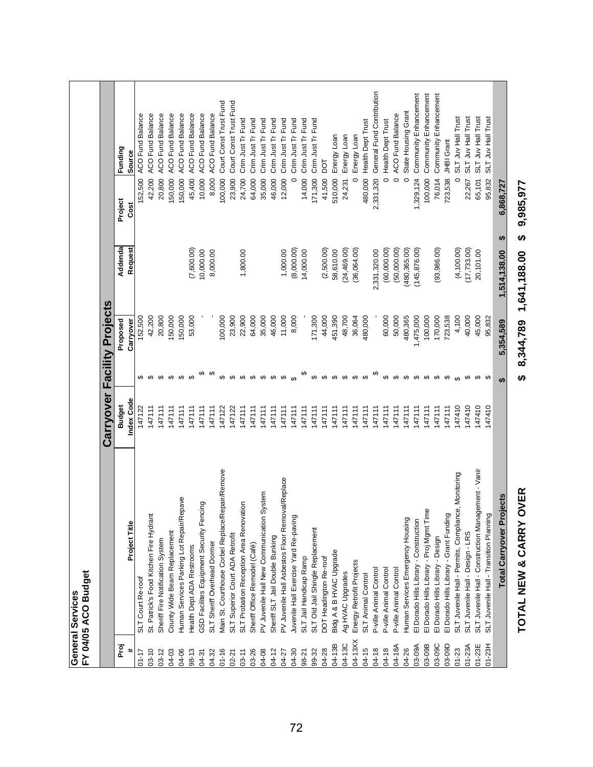**General Services**
**FY 04/05 ACO Budget**

## Carryover Facility Projects

| Proj # | Project Title | Budget Index Code | Proposed Carryover | Addenda Request | Project Cost | Funding Source |
|---|---|---|---|---|---|---|
| 01-17 | SLT Court Re-roof | 147122 | $ 152,500 | | 152,500 | ACO Fund Balance |
| 03-10 | St. Patrick's Food Kitchen Fire Hydrant | 147111 | $ 42,200 | | 42,200 | ACO Fund Balance |
| 03-12 | Sheriff Fire Notification System | 147111 | $ 20,800 | | 20,800 | ACO Fund Balance |
| 04-03 | County Wide Beam Replacement | 147111 | $ 150,000 | | 150,000 | ACO Fund Balance |
| 04-06 | Human Services Parking Lot Repair/Repave | 147111 | $ 150,000 | | 150,000 | ACO Fund Balance |
| 98-13 | Health Dept ADA Restrooms | 147111 | $ 53,000 | (7,600.00) | 45,400 | ACO Fund Balance |
| 04-31 | GSD Facilites Equipment Security Fencing | 147111 | $ - | 10,000.00 | 10,000 | ACO Fund Balance |
| 04.32 | SLT Sheriff Overhead Dormer | 147111 | $ - | 8,000.00 | 8,000 | ACO Fund Balance |
| 01-16 | Main St. Courthouse Corbel Replace/Repair/Remove | 147122 | $ 100,000 | | 100,000 | Court Const Trust Fund |
| 02-21 | SLT Superior Court ADA Retrofit | 147122 | $ 23,900 | | 23,900 | Court Const Trust Fund |
| 03-11 | SLT Probation Reception Area Renovation | 147111 | $ 22,900 | 1,800.00 | 24,700 | Crim Just Tr Fund |
| 03-26 | Sheriff Office Remodel (Café) | 147111 | $ 64,000 | | 64,000 | Crim Just Tr Fund |
| 04-08 | PV Juvenile Hall New Communication System | 147111 | $ 35,000 | | 35,000 | Crim Just Tr Fund |
| 04-12 | Sheriff SLT Jail Double Bunking | 147111 | $ 46,000 | | 46,000 | Crim Just Tr Fund |
| 04-27 | PV Juvenile Hall Asbestos Floor Removal/Replace | 147111 | $ 11,000 | 1,000.00 | 12,000 | Crim Just Tr Fund |
| 04-30 | Juvenile Hall Exercise Yard Re-paving | 147111 | $ 8,000 | (8,000.00) | 0 | Crim Just Tr Fund |
| 98-21 | SLT Jail Handicap Ramp | 147111 | $ - | 14,000.00 | 14,000 | Crim Just Tr Fund |
| 99-32 | SLT Old Jail Shingle Replacement | 147111 | $ 171,300 | | 171,300 | Crim Just Tr Fund |
| 04-28 | DOT Headington Re-roof | 147111 | $ 44,000 | (2,500.00) | 41,500 | DOT |
| 04-13B | Bldg A & B HVAC Upgrade | 147111 | $ 451,390 | 58,610.00 | 510,000 | Energy Loan |
| 04-13C | Ag HVAC Upgrades | 147111 | $ 48,700 | (24,469.00) | 24,231 | Energy Loan |
| 04-13XX | Energy Retrofit Projects | 147111 | $ 36,064 | (36,064.00) | 0 | Energy Loan |
| 04-15 | SLT Animal Control | 147111 | $ 480,000 | | 480,000 | Health Dept Trust |
| 04-18 | P-ville Animal Control | 147111 | $ - | 2,331,320.00 | 2,331,320 | General Fund Contribution |
| 04-18 | P-ville Animal Control | 147111 | $ 60,000 | (60,000.00) | 0 | Health Dept Trust |
| 04-18A | P-ville Animal Control | 147111 | $ 50,000 | (50,000.00) | 0 | ACO Fund Balance |
| 04-26 | Human Services Emergency Housing | 147111 | $ 480,365 | (480,365.00) | 0 | State Housing Grant |
| 03-09A | El Dorado Hills Library - Construction | 147111 | $ 1,475,000 | (145,876.00) | 1,329,124 | Community Enhancement |
| 03-09B | El Dorado Hills Library - Proj Mgmt Time | 147111 | $ 100,000 | | 100,000 | Community Enhancement |
| 03-09C | El Dorado Hills Library - Design | 147111 | $ 170,000 | (93,986.00) | 76,014 | Community Enhancement |
| 03-09D | El Dorado Hills Library - Grant Funding | 147111 | $ 723,538 | | 723,538 | JHBI Grant |
| 01-23 | SLT Juvenile Hall - Permits, Compliance, Monitoring | 147410 | $ 4,100 | (4,100.00) | 0 | SLT Juv Hall Trust |
| 01-23A | SLT Juvenile Hall - Design - LRS | 147410 | $ 40,000 | (17,733.00) | 22,267 | SLT Juv Hall Trust |
| 01-23E | SLT Juvenile Hall - Construction Management - Vanir | 147410 | $ 45,000 | 20,101.00 | 65,101 | SLT Juv Hall Trust |
| 01-23H | SLT Juvenile Hall - Transition Planning | 147410 | $ 95,832 | | 95,832 | SLT Juv Hall Trust |
| | **Total Carryover Projects** | | **$ 5,354,589** | **1,514,138.00** | **$ 6,868,727** | |

**TOTAL NEW & CARRY OVER** **$ 8,344,789** **1,641,188.00** **$ 9,985,977**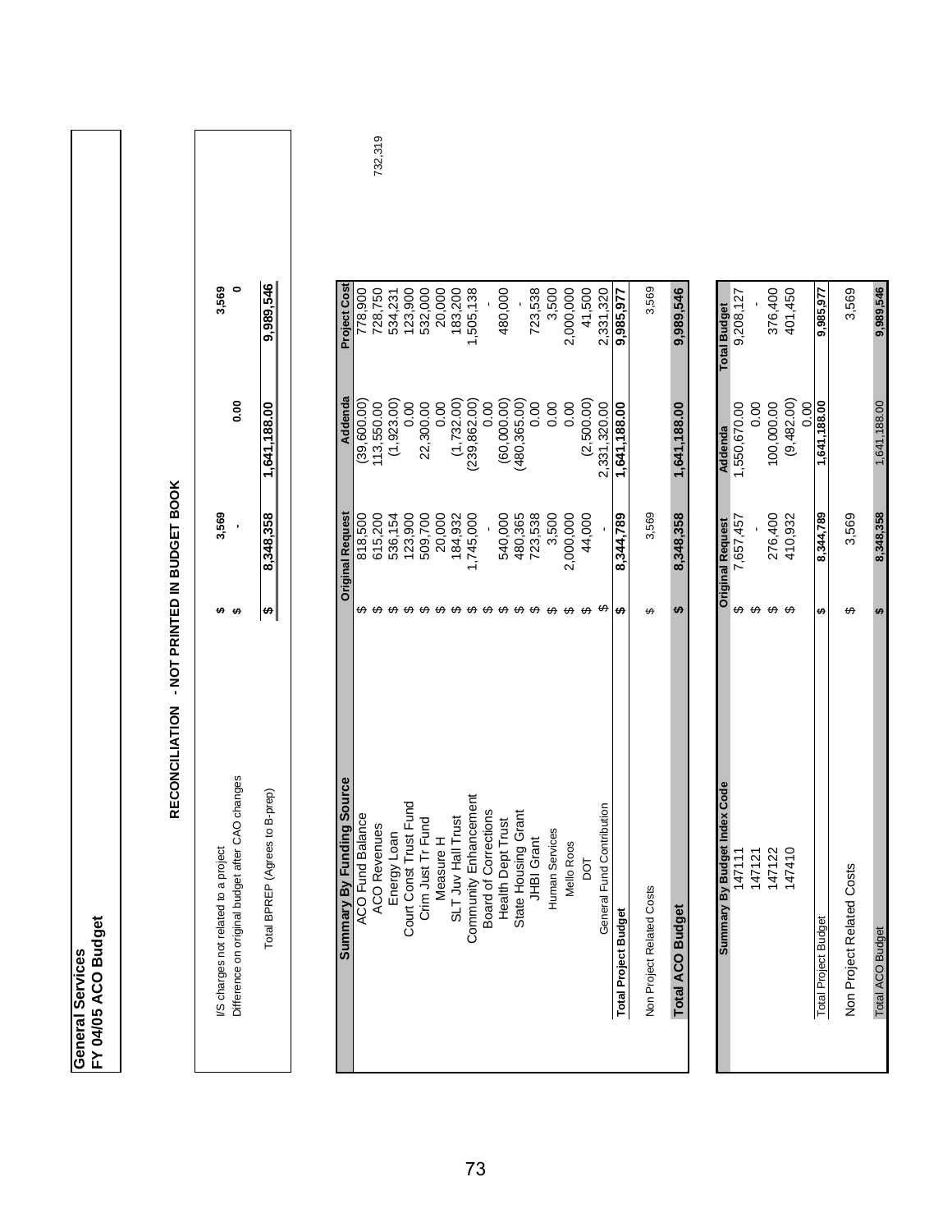**General Services**
**FY 04/05 ACO Budget**

| | | | | |
|---|---|---|---|---|
| I/S charges not related to a project | $ | 3,569 | | 3,569 |
| Difference on original budget after CAO changes | $ | - | 0.00 | 0 |
| Total BPREP (Agrees to B-prep) | $ | 8,348,358 | 1,641,188.00 | 9,989,546 |

## RECONCILIATION - NOT PRINTED IN BUDGET BOOK

| Summary By Funding Source | | Original Request | Addenda | Project Cost |
|---|---|---|---|---|
| ACO Fund Balance | $ | 818,500 | (39,600.00) | 778,900 |
| ACO Revenues | $ | 615,200 | 113,550.00 | 728,750 |
| Energy Loan | $ | 536,154 | (1,923.00) | 534,231 |
| Court Const Trust Fund | $ | 123,900 | 0.00 | 123,900 |
| Crim Just Tr Fund | $ | 509,700 | 22,300.00 | 532,000 |
| Measure H | $ | 20,000 | 0.00 | 20,000 |
| SLT Juv Hall Trust | $ | 184,932 | (1,732.00) | 183,200 |
| Community Enhancement | $ | 1,745,000 | (239,862.00) | 1,505,138 |
| Board of Corrections | $ | - | 0.00 | - |
| Health Dept Trust | $ | 540,000 | (60,000.00) | 480,000 |
| State Housing Grant | $ | 480,365 | (480,365.00) | - |
| JHBI Grant | $ | 723,538 | 0.00 | 723,538 |
| Human Services | $ | 3,500 | 0.00 | 3,500 |
| Mello Roos | $ | 2,000,000 | 0.00 | 2,000,000 |
| DOT | $ | 44,000 | (2,500.00) | 41,500 |
| General Fund Contribution | $ | - | 2,331,320.00 | 2,331,320 |
| **Total Project Budget** | **$** | **8,344,789** | **1,641,188.00** | **9,985,977** |
| Non Project Related Costs | $ | 3,569 | | 3,569 |
| **Total ACO Budget** | **$** | **8,348,358** | **1,641,188.00** | **9,989,546** |

| Summary By Budget Index Code | | Original Request | Addenda | Total Budget |
|---|---|---|---|---|
| 147111 | $ | 7,657,457 | 1,550,670.00 | 9,208,127 |
| 147121 | $ | - | 0.00 | - |
| 147122 | $ | 276,400 | 100,000.00 | 376,400 |
| 147410 | $ | 410,932 | (9,482.00) | 401,450 |
| | | | 0.00 | |
| Total Project Budget | $ | 8,344,789 | 1,641,188.00 | 9,985,977 |
| Non Project Related Costs | $ | 3,569 | | 3,569 |
| Total ACO Budget | $ | 8,348,358 | 1,641,188.00 | 9,989,546 |

732,319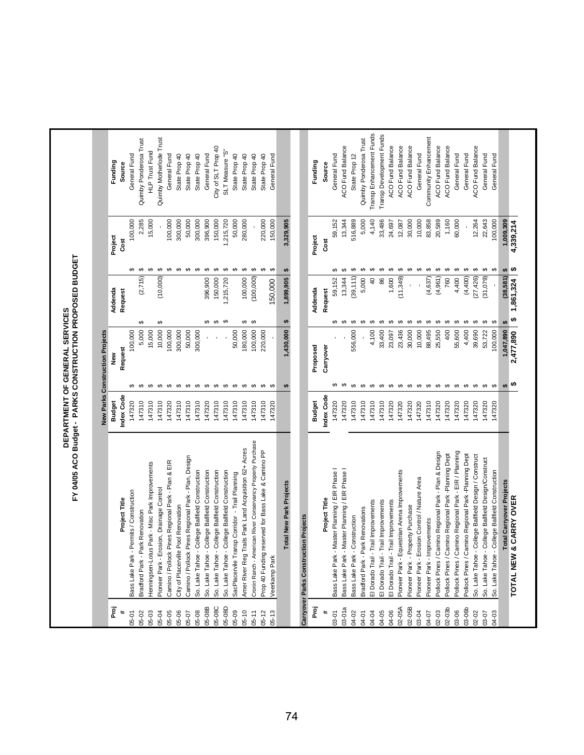# DEPARTMENT OF GENERAL SERVICES
## FY 04/05 ACO Budget - PARKS CONSTRUCTION PROPOSED BUDGET

**New Parks Construction Projects**

| Proj # | Project Title | Budget Index Code | New Request | Addenda Request | Project Cost | Funding Source |
|---|---|---|---|---|---|---|
| 05-01 | Bass Lake Park - Permits / Construction | 147320 | $ 100,000 | | $ 100,000 | General Fund |
| 05-02 | Bradford Park - Park Renovation | 147310 | $ 5,000 | $ (2,715) | $ 2,285 | Quimby Ponderosa Trust |
| 05-03 | Henningsen-Lotus Park - Misc Park Improvements | 147310 | $ 15,000 | | $ 15,000 | HLP Trust Fund |
| 05-04 | Pioneer Park - Erosion, Drainage Control | 147310 | $ 10,000 | $ (10,000) | $ - | Quimby Motherlode Trust |
| 05-05 | Camino / Pollock Pines Regional Park - Plan & EIR | 147320 | $ 100,000 | | $ 100,000 | General Fund |
| 05-06 | City of Placerville Pool Renovation | 147310 | $ 300,000 | | $ 300,000 | State Prop 40 |
| 05-07 | Camino / Pollock Pines Regional Park - Plan, Design | 147310 | $ 50,000 | | $ 50,000 | State Prop 40 |
| 05-08 | So. Lake Tahoe - College Ballfield Construction | 147310 | $ 300,000 | | $ 300,000 | State Prop 40 |
| 05-08B | So. Lake Tahoe - College Ballfield Construction | 147320 | $ - | $ 396,900 | $ 396,900 | General Fund |
| 05-08C | So. Lake Tahoe - College Ballfield Construction | 147310 | $ - | $ 150,000 | $ 150,000 | City of SLT Prop 40 |
| 05-08D | So. Lake Tahoe - College Ballfield Construction | 147310 | $ - | $ 1,215,720 | $ 1,215,720 | SLT Measure "S" |
| 05-09 | SacPlacervile Transp Corridor - Trail Planning | 147310 | $ 50,000 | | $ 50,000 | State Prop 40 |
| 05-10 | Amer River Reg Trails Park Land Acquisition 62+ Acres | 147310 | $ 180,000 | $ 100,000 | $ 280,000 | State Prop 40 |
| 05-11 | Cronin Ranch - American River Conservancy Property Purchase | 147310 | $ 100,000 | $ (100,000) | $ - | State Prop 40 |
| 05-12 | Prop 40 Funding reserved for Bass Lake & Camino PP | 147310 | $ 220,000 | | $ 220,000 | State Prop 40 |
| 05-13 | Veerkamp Park | 147320 | $ - | 150,000 | $ 150,000 | General Fund |
| | **Total New Park Projects** | | **$ 1,430,000** | **$ 1,899,905** | **$ 3,329,905** | |

**Carryover Parks Construction Projects**

| Proj # | Project Title | Budget Index Code | Proposed Carryover | Addenda Request | Project Cost | Funding Source |
|---|---|---|---|---|---|---|
| 03-01 | Bass Lake Park - Master Planning / EIR Phase I | 147320 | $ - | $ 59,152 | $ 59,152 | General Fund |
| 03-01a | Bass Lake Park - Master Planning / EIR Phase I | 147320 | $ - | $ 13,344 | $ 13,344 | ACO Fund Balance |
| 04-02 | Bass Lake Park - Construction | 147310 | $ 556,000 | $ (39,111) | $ 516,889 | State Prop 12 |
| 04-01 | Bradford Park - Park Renovations | 147310 | $ - | $ 5,000 | $ 5,000 | Quimby Ponderosa Trust |
| 04-04 | El Dorado Trail - Trail Improvements | 147310 | $ 4,100 | $ 40 | $ 4,140 | Transp Enhancement Funds |
| 04-05 | El Dorado Trail - Trail Improvements | 147310 | $ 33,400 | $ 86 | $ 33,486 | Transp Development Funds |
| 04-06 | El Dorado Trail - Trail Improvements | 147320 | $ 23,097 | $ 1,600 | $ 24,697 | ACO Fund Balance |
| 02-05A | Pioneer Park - Equestrian Arena Improvements | 147320 | $ 23,436 | $ (11,349) | $ 12,087 | ACO Fund Balance |
| 02-05B | Pioneer Park - Property Purchase | 147320 | $ 30,000 | $ - | $ 30,000 | ACO Fund Balance |
| 03-04 | Pioneer Park - Erosion Control / Nature Area | 147320 | $ 10,000 | $ - | $ 10,000 | General Fund |
| 04-07 | Pioneer Park - Improvements | 147310 | $ 88,495 | $ (4,637) | $ 83,858 | Community Enhancement |
| 02-03 | Pollock Pines / Camino Regional Park - Plan & Design | 147320 | $ 25,550 | $ (4,961) | $ 20,589 | ACO Fund Balance |
| 02-03b | Pollock Pines / Camino Regional Park -Planning Dept | 147320 | $ 400 | $ 760 | $ 1,160 | ACO Fund Balance |
| 03-06 | Pollock Pines / Camino Regional Park - EIR / Planning | 147320 | $ 55,600 | $ 4,400 | $ 60,000 | General Fund |
| 03-06b | Pollock Pines / Camino Regional Park -Planning Dept | 147320 | $ 4,400 | $ (4,400) | $ - | General Fund |
| 02-02 | So. Lake Tahoe - College Ballfield Design / Construct | 147320 | $ 39,690 | $ (27,426) | $ 12,264 | ACO Fund Balance |
| 03-07 | So. Lake Tahoe - College Ballfield Design/Construct | 147320 | $ 53,722 | $ (31,079) | $ 22,643 | General Fund |
| 04-03 | So. Lake Tahoe - College Ballfield Construction | 147320 | $ 100,000 | $ - | $ 100,000 | General Fund |
| | **Total Carryover Projects** | | **$ 1,047,890** | **$ (38,581)** | **$ 1,009,309** | |
| | **TOTAL NEW & CARRY OVER** | | **$ 2,477,890** | **$ 1,861,324** | **$ 4,339,214** | |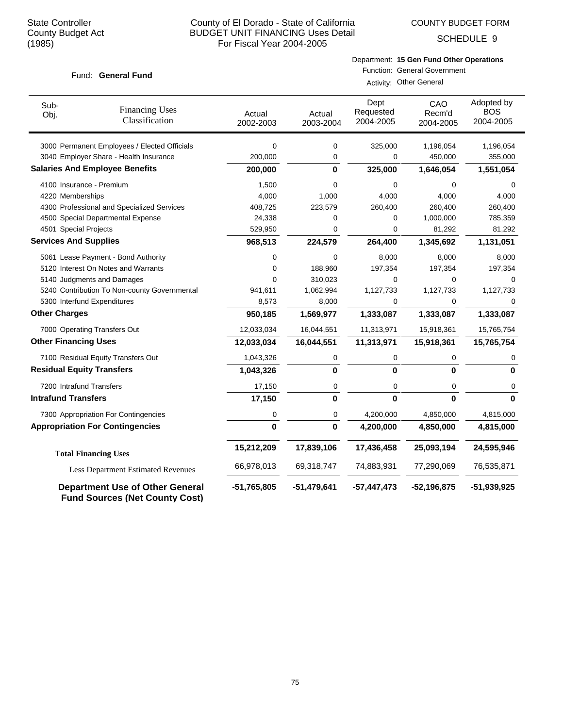State Controller
County Budget Act
(1985)

# County of El Dorado - State of California
## BUDGET UNIT FINANCING Uses Detail
For Fiscal Year 2004-2005

COUNTY BUDGET FORM

SCHEDULE 9

Fund: **General Fund**

Department: **15 Gen Fund Other Operations**
Function: General Government
Activity: Other General

| Sub-Obj. | Financing Uses Classification | Actual 2002-2003 | Actual 2003-2004 | Dept Requested 2004-2005 | CAO Recm'd 2004-2005 | Adopted by BOS 2004-2005 |
|---|---|---|---|---|---|---|
| 3000 | Permanent Employees / Elected Officials | 0 | 0 | 325,000 | 1,196,054 | 1,196,054 |
| 3040 | Employer Share - Health Insurance | 200,000 | 0 | 0 | 450,000 | 355,000 |
| **Salaries And Employee Benefits** | | **200,000** | **0** | **325,000** | **1,646,054** | **1,551,054** |
| 4100 | Insurance - Premium | 1,500 | 0 | 0 | 0 | 0 |
| 4220 | Memberships | 4,000 | 1,000 | 4,000 | 4,000 | 4,000 |
| 4300 | Professional and Specialized Services | 408,725 | 223,579 | 260,400 | 260,400 | 260,400 |
| 4500 | Special Departmental Expense | 24,338 | 0 | 0 | 1,000,000 | 785,359 |
| 4501 | Special Projects | 529,950 | 0 | 0 | 81,292 | 81,292 |
| **Services And Supplies** | | **968,513** | **224,579** | **264,400** | **1,345,692** | **1,131,051** |
| 5061 | Lease Payment - Bond Authority | 0 | 0 | 8,000 | 8,000 | 8,000 |
| 5120 | Interest On Notes and Warrants | 0 | 188,960 | 197,354 | 197,354 | 197,354 |
| 5140 | Judgments and Damages | 0 | 310,023 | 0 | 0 | 0 |
| 5240 | Contribution To Non-county Governmental | 941,611 | 1,062,994 | 1,127,733 | 1,127,733 | 1,127,733 |
| 5300 | Interfund Expenditures | 8,573 | 8,000 | 0 | 0 | 0 |
| **Other Charges** | | **950,185** | **1,569,977** | **1,333,087** | **1,333,087** | **1,333,087** |
| 7000 | Operating Transfers Out | 12,033,034 | 16,044,551 | 11,313,971 | 15,918,361 | 15,765,754 |
| **Other Financing Uses** | | **12,033,034** | **16,044,551** | **11,313,971** | **15,918,361** | **15,765,754** |
| 7100 | Residual Equity Transfers Out | 1,043,326 | 0 | 0 | 0 | 0 |
| **Residual Equity Transfers** | | **1,043,326** | **0** | **0** | **0** | **0** |
| 7200 | Intrafund Transfers | 17,150 | 0 | 0 | 0 | 0 |
| **Intrafund Transfers** | | **17,150** | **0** | **0** | **0** | **0** |
| 7300 | Appropriation For Contingencies | 0 | 0 | 4,200,000 | 4,850,000 | 4,815,000 |
| **Appropriation For Contingencies** | | **0** | **0** | **4,200,000** | **4,850,000** | **4,815,000** |
| **Total Financing Uses** | | **15,212,209** | **17,839,106** | **17,436,458** | **25,093,194** | **24,595,946** |
| Less Department Estimated Revenues | | 66,978,013 | 69,318,747 | 74,883,931 | 77,290,069 | 76,535,871 |
| **Department Use of Other General Fund Sources (Net County Cost)** | | **-51,765,805** | **-51,479,641** | **-57,447,473** | **-52,196,875** | **-51,939,925** |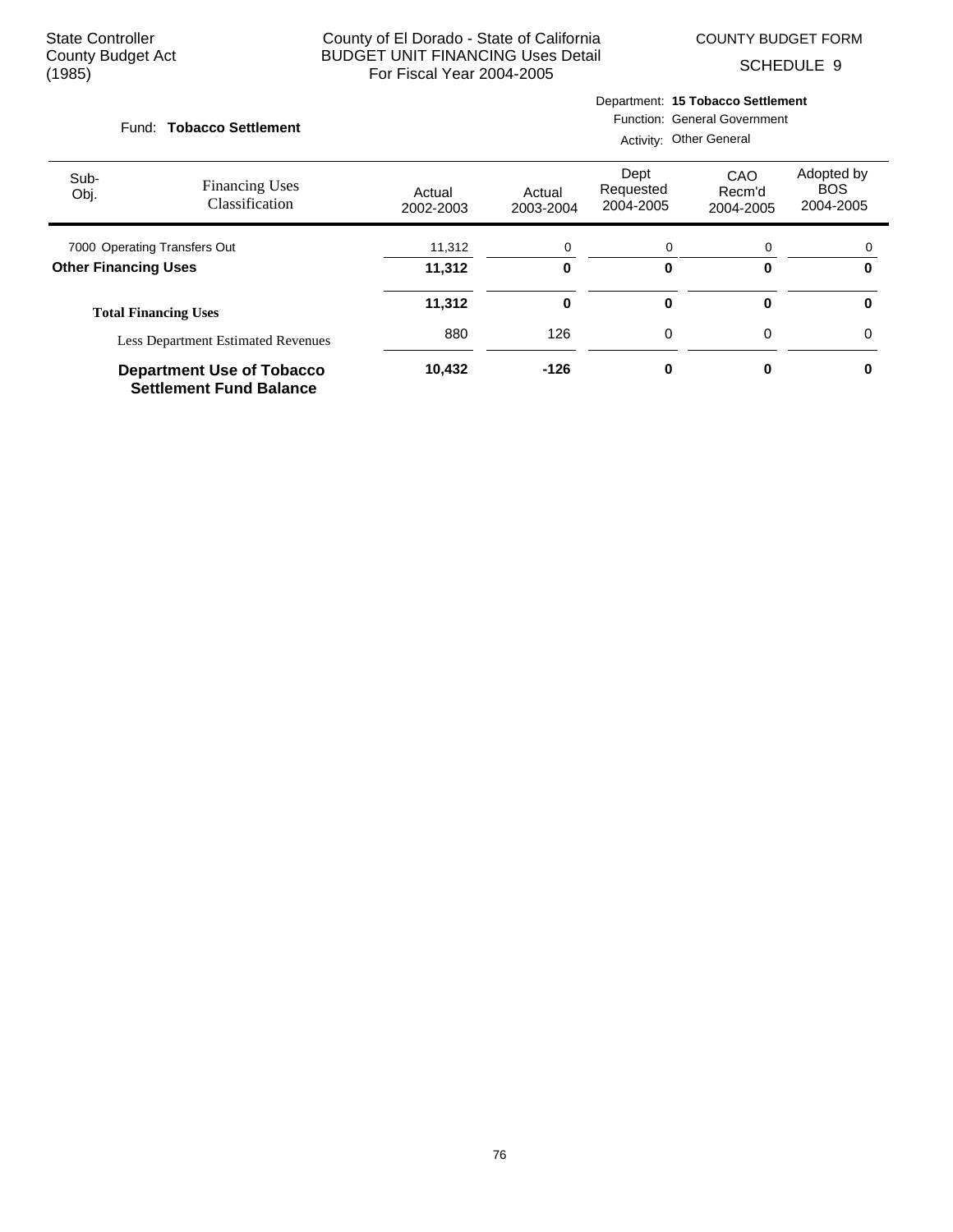State Controller
County Budget Act
(1985)

County of El Dorado - State of California
BUDGET UNIT FINANCING Uses Detail
For Fiscal Year 2004-2005

COUNTY BUDGET FORM
SCHEDULE 9

Fund: **Tobacco Settlement**

Department: **15 Tobacco Settlement**
Function: General Government
Activity: Other General

| Sub-Obj. | Financing Uses Classification | Actual 2002-2003 | Actual 2003-2004 | Dept Requested 2004-2005 | CAO Recm'd 2004-2005 | Adopted by BOS 2004-2005 |
|---|---|---|---|---|---|---|
| 7000 | Operating Transfers Out | 11,312 | 0 | 0 | 0 | 0 |
| **Other Financing Uses** | | **11,312** | **0** | **0** | **0** | **0** |
| **Total Financing Uses** | | **11,312** | **0** | **0** | **0** | **0** |
| | Less Department Estimated Revenues | 880 | 126 | 0 | 0 | 0 |
| **Department Use of Tobacco Settlement Fund Balance** | | **10,432** | **-126** | **0** | **0** | **0** |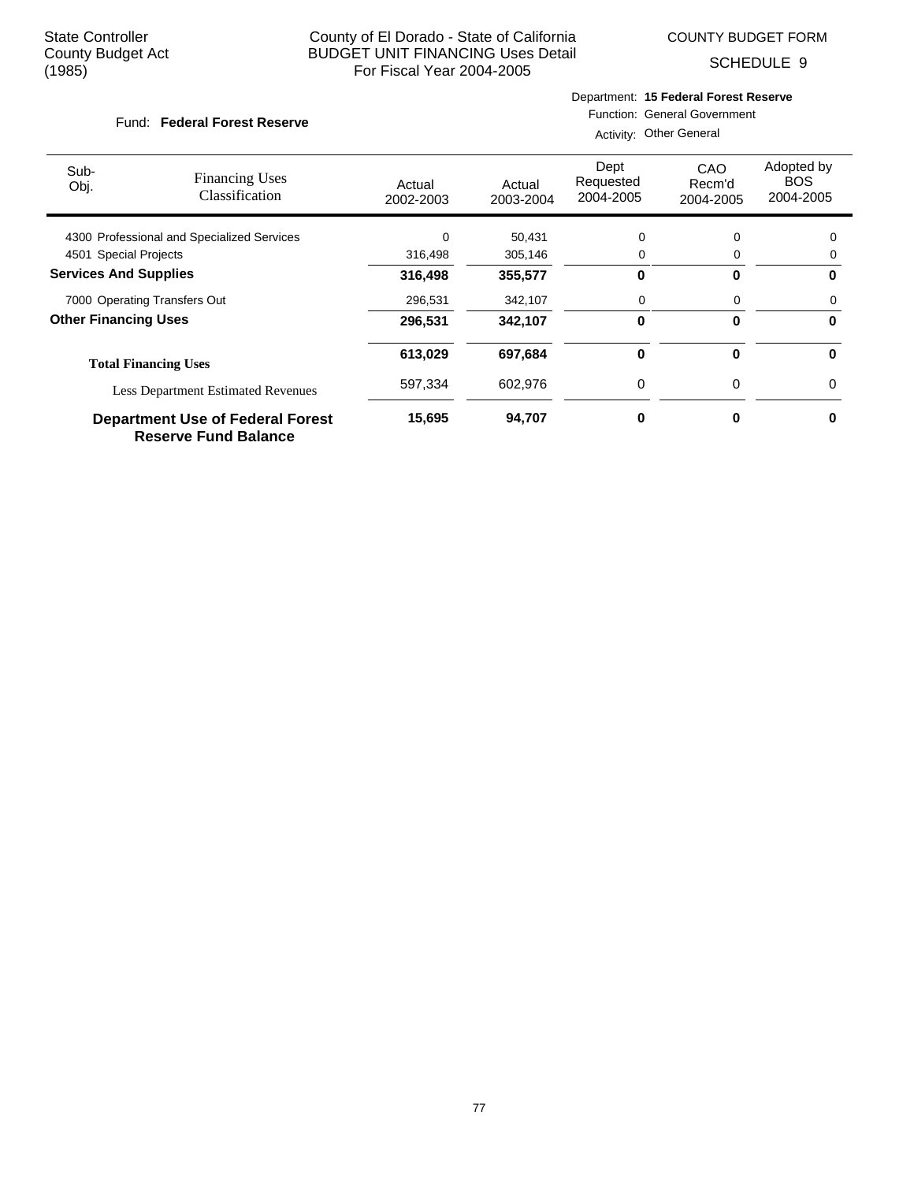State Controller
County Budget Act
(1985)

County of El Dorado - State of California
BUDGET UNIT FINANCING Uses Detail
For Fiscal Year 2004-2005

COUNTY BUDGET FORM
SCHEDULE 9

Fund: **Federal Forest Reserve**

Department: **15 Federal Forest Reserve**
Function: General Government
Activity: Other General

| Sub-Obj. | Financing Uses Classification | Actual 2002-2003 | Actual 2003-2004 | Dept Requested 2004-2005 | CAO Recm'd 2004-2005 | Adopted by BOS 2004-2005 |
|---|---|---|---|---|---|---|
| 4300 | Professional and Specialized Services | 0 | 50,431 | 0 | 0 | 0 |
| 4501 | Special Projects | 316,498 | 305,146 | 0 | 0 | 0 |
| **Services And Supplies** | | **316,498** | **355,577** | **0** | **0** | **0** |
| 7000 | Operating Transfers Out | 296,531 | 342,107 | 0 | 0 | 0 |
| **Other Financing Uses** | | **296,531** | **342,107** | **0** | **0** | **0** |
| **Total Financing Uses** | | **613,029** | **697,684** | **0** | **0** | **0** |
| | Less Department Estimated Revenues | 597,334 | 602,976 | 0 | 0 | 0 |
| **Department Use of Federal Forest Reserve Fund Balance** | | **15,695** | **94,707** | **0** | **0** | **0** |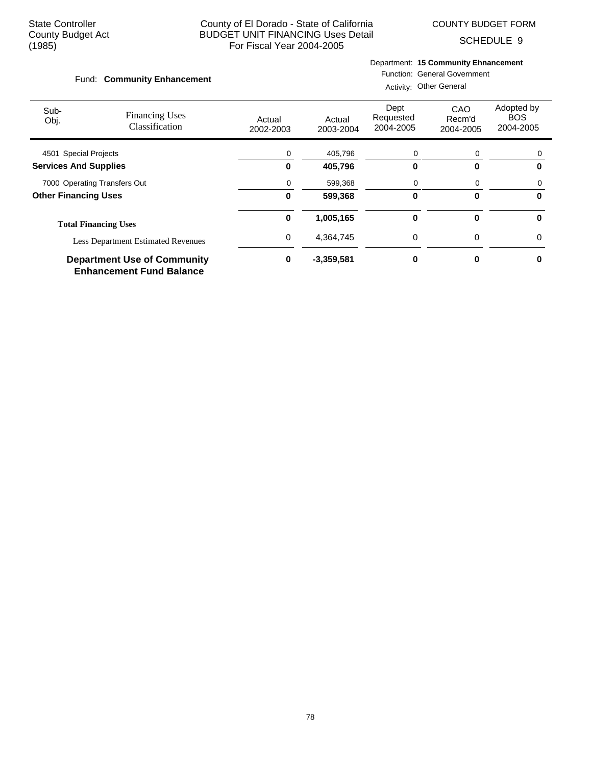State Controller
County Budget Act
(1985)

County of El Dorado - State of California
BUDGET UNIT FINANCING Uses Detail
For Fiscal Year 2004-2005

COUNTY BUDGET FORM

SCHEDULE 9

Fund: **Community Enhancement**

Department: **15 Community Ehnancement**
Function: General Government
Activity: Other General

| Sub-Obj. | Financing Uses Classification | Actual 2002-2003 | Actual 2003-2004 | Dept Requested 2004-2005 | CAO Recm'd 2004-2005 | Adopted by BOS 2004-2005 |
|---|---|---|---|---|---|---|
| 4501 | Special Projects | 0 | 405,796 | 0 | 0 | 0 |
| **Services And Supplies** | | **0** | **405,796** | **0** | **0** | **0** |
| 7000 | Operating Transfers Out | 0 | 599,368 | 0 | 0 | 0 |
| **Other Financing Uses** | | **0** | **599,368** | **0** | **0** | **0** |
| **Total Financing Uses** | | **0** | **1,005,165** | **0** | **0** | **0** |
| Less Department Estimated Revenues | | 0 | 4,364,745 | 0 | 0 | 0 |
| **Department Use of Community Enhancement Fund Balance** | | **0** | **-3,359,581** | **0** | **0** | **0** |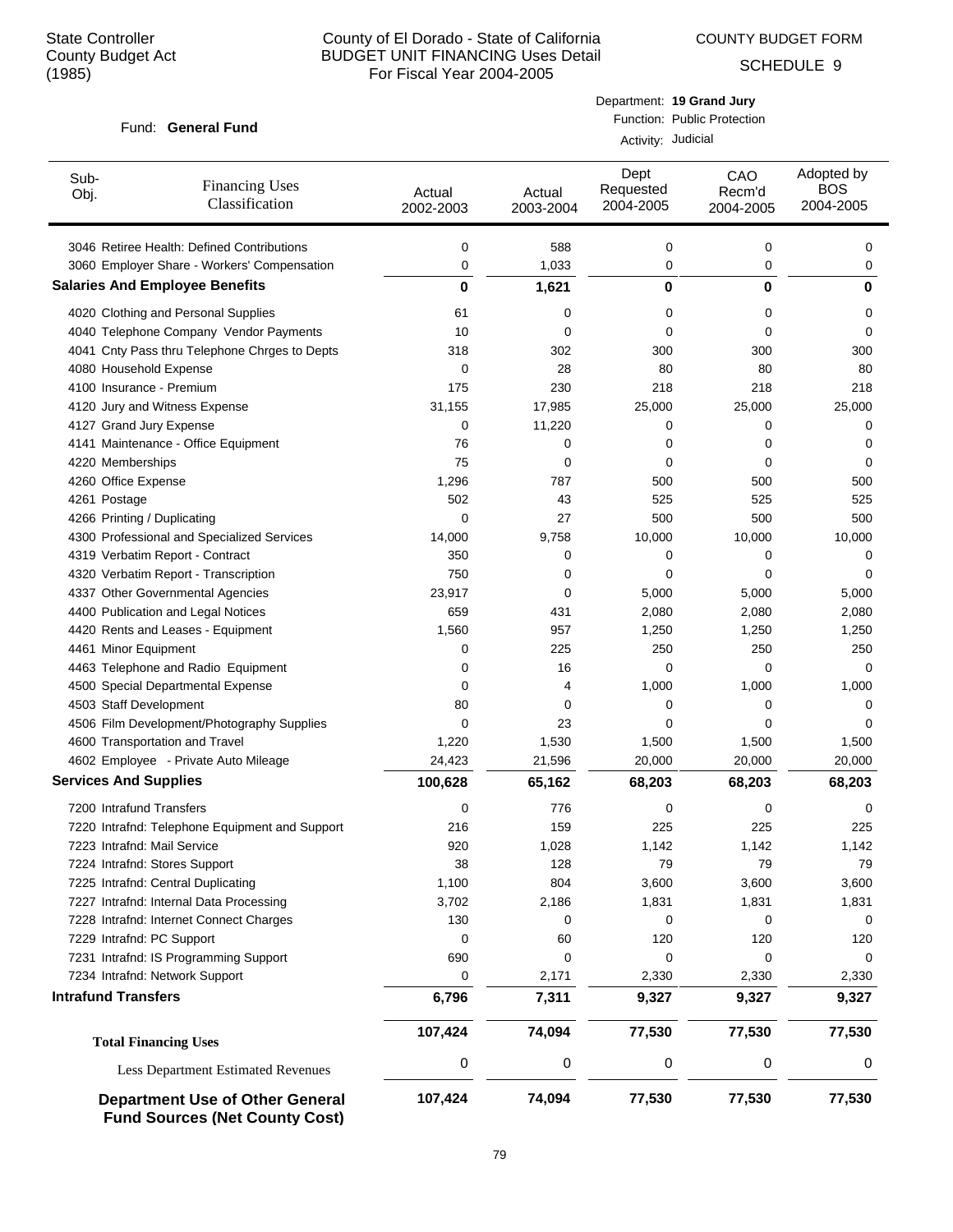State Controller
County Budget Act
(1985)

# County of El Dorado - State of California
## BUDGET UNIT FINANCING Uses Detail
### For Fiscal Year 2004-2005

COUNTY BUDGET FORM
SCHEDULE 9

Fund: **General Fund**

Department: **19 Grand Jury**
Function: Public Protection
Activity: Judicial

| Sub-Obj. | Financing Uses Classification | Actual 2002-2003 | Actual 2003-2004 | Dept Requested 2004-2005 | CAO Recm'd 2004-2005 | Adopted by BOS 2004-2005 |
|---|---|---|---|---|---|---|
| 3046 | Retiree Health: Defined Contributions | 0 | 588 | 0 | 0 | 0 |
| 3060 | Employer Share - Workers' Compensation | 0 | 1,033 | 0 | 0 | 0 |
| **Salaries And Employee Benefits** | | **0** | **1,621** | **0** | **0** | **0** |
| 4020 | Clothing and Personal Supplies | 61 | 0 | 0 | 0 | 0 |
| 4040 | Telephone Company Vendor Payments | 10 | 0 | 0 | 0 | 0 |
| 4041 | Cnty Pass thru Telephone Chrges to Depts | 318 | 302 | 300 | 300 | 300 |
| 4080 | Household Expense | 0 | 28 | 80 | 80 | 80 |
| 4100 | Insurance - Premium | 175 | 230 | 218 | 218 | 218 |
| 4120 | Jury and Witness Expense | 31,155 | 17,985 | 25,000 | 25,000 | 25,000 |
| 4127 | Grand Jury Expense | 0 | 11,220 | 0 | 0 | 0 |
| 4141 | Maintenance - Office Equipment | 76 | 0 | 0 | 0 | 0 |
| 4220 | Memberships | 75 | 0 | 0 | 0 | 0 |
| 4260 | Office Expense | 1,296 | 787 | 500 | 500 | 500 |
| 4261 | Postage | 502 | 43 | 525 | 525 | 525 |
| 4266 | Printing / Duplicating | 0 | 27 | 500 | 500 | 500 |
| 4300 | Professional and Specialized Services | 14,000 | 9,758 | 10,000 | 10,000 | 10,000 |
| 4319 | Verbatim Report - Contract | 350 | 0 | 0 | 0 | 0 |
| 4320 | Verbatim Report - Transcription | 750 | 0 | 0 | 0 | 0 |
| 4337 | Other Governmental Agencies | 23,917 | 0 | 5,000 | 5,000 | 5,000 |
| 4400 | Publication and Legal Notices | 659 | 431 | 2,080 | 2,080 | 2,080 |
| 4420 | Rents and Leases - Equipment | 1,560 | 957 | 1,250 | 1,250 | 1,250 |
| 4461 | Minor Equipment | 0 | 225 | 250 | 250 | 250 |
| 4463 | Telephone and Radio Equipment | 0 | 16 | 0 | 0 | 0 |
| 4500 | Special Departmental Expense | 0 | 4 | 1,000 | 1,000 | 1,000 |
| 4503 | Staff Development | 80 | 0 | 0 | 0 | 0 |
| 4506 | Film Development/Photography Supplies | 0 | 23 | 0 | 0 | 0 |
| 4600 | Transportation and Travel | 1,220 | 1,530 | 1,500 | 1,500 | 1,500 |
| 4602 | Employee - Private Auto Mileage | 24,423 | 21,596 | 20,000 | 20,000 | 20,000 |
| **Services And Supplies** | | **100,628** | **65,162** | **68,203** | **68,203** | **68,203** |
| 7200 | Intrafund Transfers | 0 | 776 | 0 | 0 | 0 |
| 7220 | Intrafnd: Telephone Equipment and Support | 216 | 159 | 225 | 225 | 225 |
| 7223 | Intrafnd: Mail Service | 920 | 1,028 | 1,142 | 1,142 | 1,142 |
| 7224 | Intrafnd: Stores Support | 38 | 128 | 79 | 79 | 79 |
| 7225 | Intrafnd: Central Duplicating | 1,100 | 804 | 3,600 | 3,600 | 3,600 |
| 7227 | Intrafnd: Internal Data Processing | 3,702 | 2,186 | 1,831 | 1,831 | 1,831 |
| 7228 | Intrafnd: Internet Connect Charges | 130 | 0 | 0 | 0 | 0 |
| 7229 | Intrafnd: PC Support | 0 | 60 | 120 | 120 | 120 |
| 7231 | Intrafnd: IS Programming Support | 690 | 0 | 0 | 0 | 0 |
| 7234 | Intrafnd: Network Support | 0 | 2,171 | 2,330 | 2,330 | 2,330 |
| **Intrafund Transfers** | | **6,796** | **7,311** | **9,327** | **9,327** | **9,327** |
| **Total Financing Uses** | | **107,424** | **74,094** | **77,530** | **77,530** | **77,530** |
| Less Department Estimated Revenues | | 0 | 0 | 0 | 0 | 0 |
| **Department Use of Other General Fund Sources (Net County Cost)** | | **107,424** | **74,094** | **77,530** | **77,530** | **77,530** |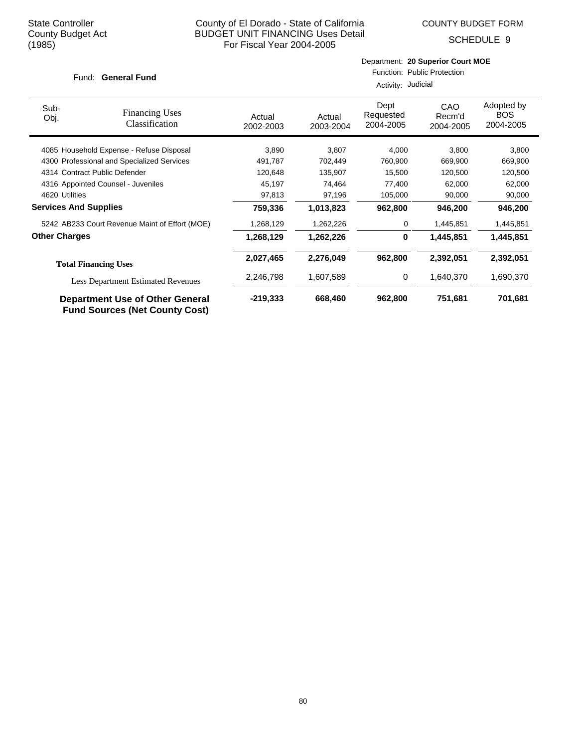State Controller
County Budget Act
(1985)

County of El Dorado - State of California
BUDGET UNIT FINANCING Uses Detail
For Fiscal Year 2004-2005

COUNTY BUDGET FORM

SCHEDULE 9

Fund: **General Fund**

Department: **20 Superior Court MOE**
Function: Public Protection
Activity: Judicial

| Sub-Obj. | Financing Uses Classification | Actual 2002-2003 | Actual 2003-2004 | Dept Requested 2004-2005 | CAO Recm'd 2004-2005 | Adopted by BOS 2004-2005 |
|---|---|---|---|---|---|---|
| 4085 | Household Expense - Refuse Disposal | 3,890 | 3,807 | 4,000 | 3,800 | 3,800 |
| 4300 | Professional and Specialized Services | 491,787 | 702,449 | 760,900 | 669,900 | 669,900 |
| 4314 | Contract Public Defender | 120,648 | 135,907 | 15,500 | 120,500 | 120,500 |
| 4316 | Appointed Counsel - Juveniles | 45,197 | 74,464 | 77,400 | 62,000 | 62,000 |
| 4620 | Utilities | 97,813 | 97,196 | 105,000 | 90,000 | 90,000 |
| **Services And Supplies** | | **759,336** | **1,013,823** | **962,800** | **946,200** | **946,200** |
| 5242 | AB233 Court Revenue Maint of Effort (MOE) | 1,268,129 | 1,262,226 | 0 | 1,445,851 | 1,445,851 |
| **Other Charges** | | **1,268,129** | **1,262,226** | **0** | **1,445,851** | **1,445,851** |
| **Total Financing Uses** | | **2,027,465** | **2,276,049** | **962,800** | **2,392,051** | **2,392,051** |
| Less Department Estimated Revenues | | 2,246,798 | 1,607,589 | 0 | 1,640,370 | 1,690,370 |
| **Department Use of Other General Fund Sources (Net County Cost)** | | **-219,333** | **668,460** | **962,800** | **751,681** | **701,681** |